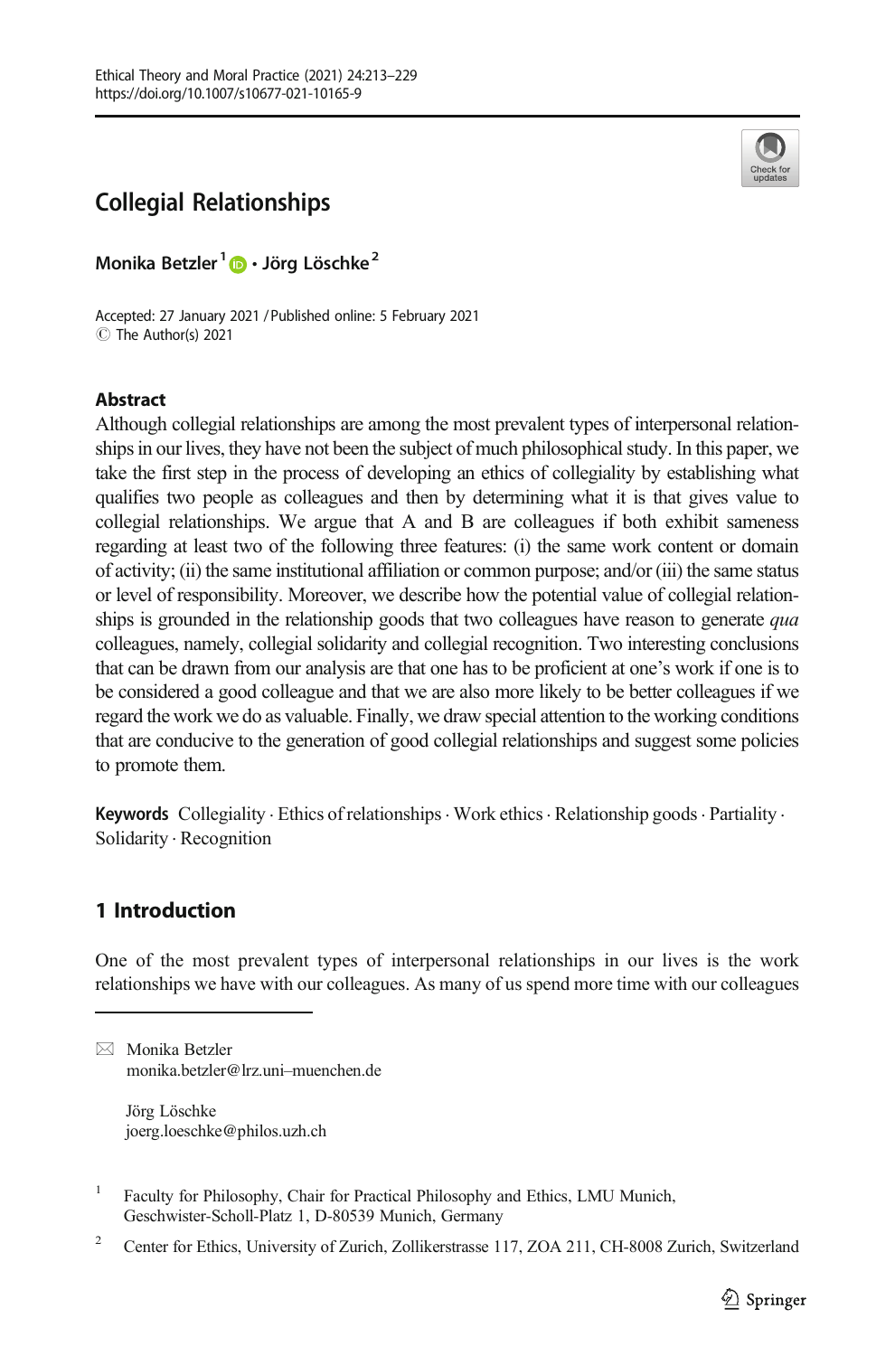# Collegial Relationships

**Monika Betzler**[1] **· Jörg Löschke**[2]

Accepted: 27 January 2021 / Published online: 5 February 2021
© The Author(s) 2021

## Abstract

Although collegial relationships are among the most prevalent types of interpersonal relationships in our lives, they have not been the subject of much philosophical study. In this paper, we take the first step in the process of developing an ethics of collegiality by establishing what qualifies two people as colleagues and then by determining what it is that gives value to collegial relationships. We argue that A and B are colleagues if both exhibit sameness regarding at least two of the following three features: (i) the same work content or domain of activity; (ii) the same institutional affiliation or common purpose; and/or (iii) the same status or level of responsibility. Moreover, we describe how the potential value of collegial relationships is grounded in the relationship goods that two colleagues have reason to generate *qua* colleagues, namely, collegial solidarity and collegial recognition. Two interesting conclusions that can be drawn from our analysis are that one has to be proficient at one's work if one is to be considered a good colleague and that we are also more likely to be better colleagues if we regard the work we do as valuable. Finally, we draw special attention to the working conditions that are conducive to the generation of good collegial relationships and suggest some policies to promote them.

**Keywords** Collegiality · Ethics of relationships · Work ethics · Relationship goods · Partiality · Solidarity · Recognition

## 1 Introduction

One of the most prevalent types of interpersonal relationships in our lives is the work relationships we have with our colleagues. As many of us spend more time with our colleagues

---

✉ Monika Betzler
monika.betzler@lrz.uni–muenchen.de

Jörg Löschke
joerg.loeschke@philos.uzh.ch

[1] Faculty for Philosophy, Chair for Practical Philosophy and Ethics, LMU Munich, Geschwister-Scholl-Platz 1, D-80539 Munich, Germany

[2] Center for Ethics, University of Zurich, Zollikerstrasse 117, ZOA 211, CH-8008 Zurich, Switzerland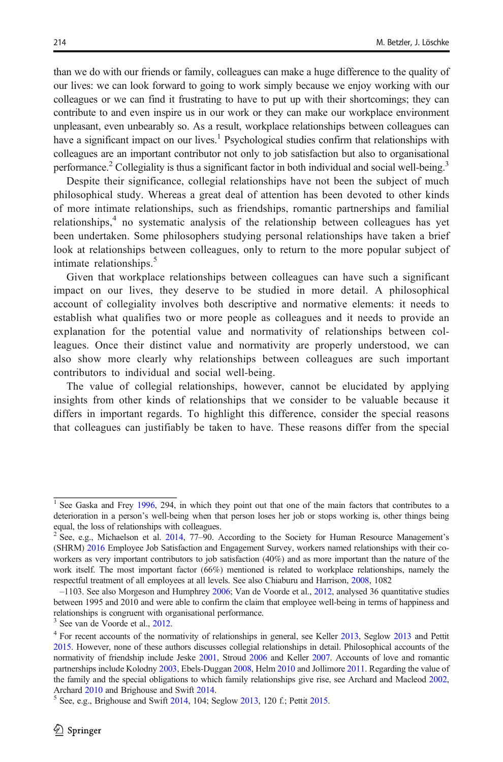than we do with our friends or family, colleagues can make a huge difference to the quality of our lives: we can look forward to going to work simply because we enjoy working with our colleagues or we can find it frustrating to have to put up with their shortcomings; they can contribute to and even inspire us in our work or they can make our workplace environment unpleasant, even unbearably so. As a result, workplace relationships between colleagues can have a significant impact on our lives.[1] Psychological studies confirm that relationships with colleagues are an important contributor not only to job satisfaction but also to organisational performance.[2] Collegiality is thus a significant factor in both individual and social well-being.[3]

Despite their significance, collegial relationships have not been the subject of much philosophical study. Whereas a great deal of attention has been devoted to other kinds of more intimate relationships, such as friendships, romantic partnerships and familial relationships,[4] no systematic analysis of the relationship between colleagues has yet been undertaken. Some philosophers studying personal relationships have taken a brief look at relationships between colleagues, only to return to the more popular subject of intimate relationships.[5]

Given that workplace relationships between colleagues can have such a significant impact on our lives, they deserve to be studied in more detail. A philosophical account of collegiality involves both descriptive and normative elements: it needs to establish what qualifies two or more people as colleagues and it needs to provide an explanation for the potential value and normativity of relationships between colleagues. Once their distinct value and normativity are properly understood, we can also show more clearly why relationships between colleagues are such important contributors to individual and social well-being.

The value of collegial relationships, however, cannot be elucidated by applying insights from other kinds of relationships that we consider to be valuable because it differs in important regards. To highlight this difference, consider the special reasons that colleagues can justifiably be taken to have. These reasons differ from the special

---

[1] See Gaska and Frey 1996, 294, in which they point out that one of the main factors that contributes to a deterioration in a person's well-being when that person loses her job or stops working is, other things being equal, the loss of relationships with colleagues.

[2] See, e.g., Michaelson et al. 2014, 77–90. According to the Society for Human Resource Management's (SHRM) 2016 Employee Job Satisfaction and Engagement Survey, workers named relationships with their co-workers as very important contributors to job satisfaction (40%) and as more important than the nature of the work itself. The most important factor (66%) mentioned is related to workplace relationships, namely the respectful treatment of all employees at all levels. See also Chiaburu and Harrison, 2008, 1082–1103. See also Morgeson and Humphrey 2006; Van de Voorde et al., 2012, analysed 36 quantitative studies between 1995 and 2010 and were able to confirm the claim that employee well-being in terms of happiness and relationships is congruent with organisational performance.

[3] See van de Voorde et al., 2012.

[4] For recent accounts of the normativity of relationships in general, see Keller 2013, Seglow 2013 and Pettit 2015. However, none of these authors discusses collegial relationships in detail. Philosophical accounts of the normativity of friendship include Jeske 2001, Stroud 2006 and Keller 2007. Accounts of love and romantic partnerships include Kolodny 2003, Ebels-Duggan 2008, Helm 2010 and Jollimore 2011. Regarding the value of the family and the special obligations to which family relationships give rise, see Archard and Macleod 2002, Archard 2010 and Brighouse and Swift 2014.

[5] See, e.g., Brighouse and Swift 2014, 104; Seglow 2013, 120 f.; Pettit 2015.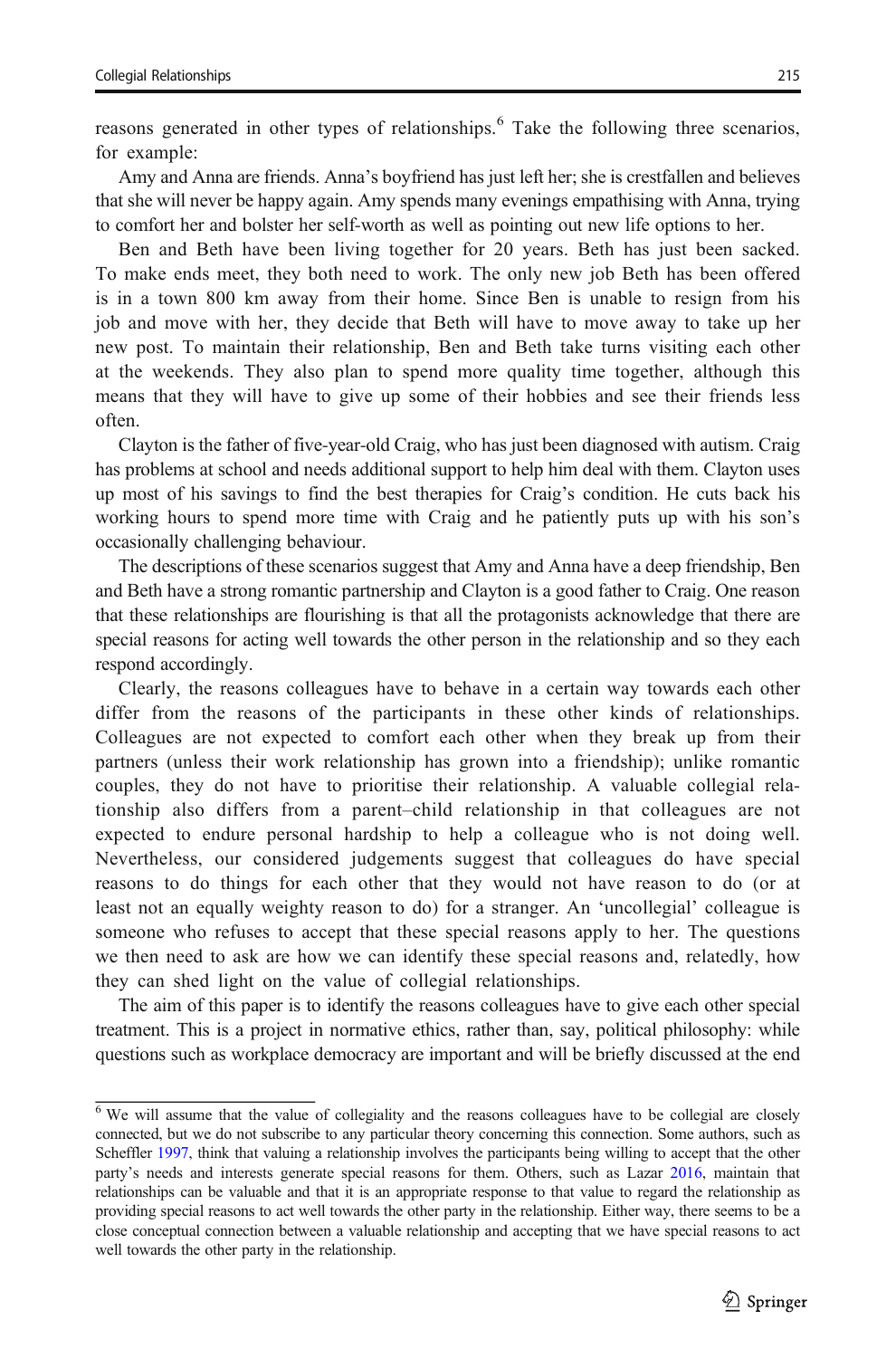reasons generated in other types of relationships.[6] Take the following three scenarios, for example:

Amy and Anna are friends. Anna's boyfriend has just left her; she is crestfallen and believes that she will never be happy again. Amy spends many evenings empathising with Anna, trying to comfort her and bolster her self-worth as well as pointing out new life options to her.

Ben and Beth have been living together for 20 years. Beth has just been sacked. To make ends meet, they both need to work. The only new job Beth has been offered is in a town 800 km away from their home. Since Ben is unable to resign from his job and move with her, they decide that Beth will have to move away to take up her new post. To maintain their relationship, Ben and Beth take turns visiting each other at the weekends. They also plan to spend more quality time together, although this means that they will have to give up some of their hobbies and see their friends less often.

Clayton is the father of five-year-old Craig, who has just been diagnosed with autism. Craig has problems at school and needs additional support to help him deal with them. Clayton uses up most of his savings to find the best therapies for Craig's condition. He cuts back his working hours to spend more time with Craig and he patiently puts up with his son's occasionally challenging behaviour.

The descriptions of these scenarios suggest that Amy and Anna have a deep friendship, Ben and Beth have a strong romantic partnership and Clayton is a good father to Craig. One reason that these relationships are flourishing is that all the protagonists acknowledge that there are special reasons for acting well towards the other person in the relationship and so they each respond accordingly.

Clearly, the reasons colleagues have to behave in a certain way towards each other differ from the reasons of the participants in these other kinds of relationships. Colleagues are not expected to comfort each other when they break up from their partners (unless their work relationship has grown into a friendship); unlike romantic couples, they do not have to prioritise their relationship. A valuable collegial relationship also differs from a parent–child relationship in that colleagues are not expected to endure personal hardship to help a colleague who is not doing well. Nevertheless, our considered judgements suggest that colleagues do have special reasons to do things for each other that they would not have reason to do (or at least not an equally weighty reason to do) for a stranger. An 'uncollegial' colleague is someone who refuses to accept that these special reasons apply to her. The questions we then need to ask are how we can identify these special reasons and, relatedly, how they can shed light on the value of collegial relationships.

The aim of this paper is to identify the reasons colleagues have to give each other special treatment. This is a project in normative ethics, rather than, say, political philosophy: while questions such as workplace democracy are important and will be briefly discussed at the end

[6] We will assume that the value of collegiality and the reasons colleagues have to be collegial are closely connected, but we do not subscribe to any particular theory concerning this connection. Some authors, such as Scheffler 1997, think that valuing a relationship involves the participants being willing to accept that the other party's needs and interests generate special reasons for them. Others, such as Lazar 2016, maintain that relationships can be valuable and that it is an appropriate response to that value to regard the relationship as providing special reasons to act well towards the other party in the relationship. Either way, there seems to be a close conceptual connection between a valuable relationship and accepting that we have special reasons to act well towards the other party in the relationship.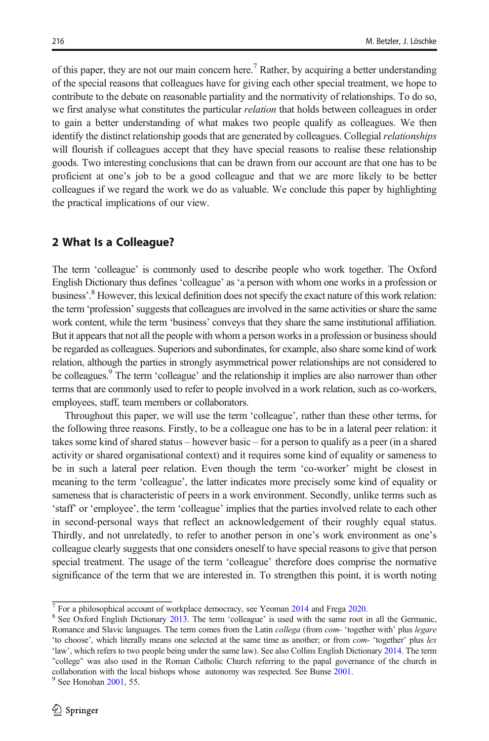of this paper, they are not our main concern here.[7] Rather, by acquiring a better understanding of the special reasons that colleagues have for giving each other special treatment, we hope to contribute to the debate on reasonable partiality and the normativity of relationships. To do so, we first analyse what constitutes the particular *relation* that holds between colleagues in order to gain a better understanding of what makes two people qualify as colleagues. We then identify the distinct relationship goods that are generated by colleagues. Collegial *relationships* will flourish if colleagues accept that they have special reasons to realise these relationship goods. Two interesting conclusions that can be drawn from our account are that one has to be proficient at one's job to be a good colleague and that we are more likely to be better colleagues if we regard the work we do as valuable. We conclude this paper by highlighting the practical implications of our view.

## 2 What Is a Colleague?

The term 'colleague' is commonly used to describe people who work together. The Oxford English Dictionary thus defines 'colleague' as 'a person with whom one works in a profession or business'.[8] However, this lexical definition does not specify the exact nature of this work relation: the term 'profession' suggests that colleagues are involved in the same activities or share the same work content, while the term 'business' conveys that they share the same institutional affiliation. But it appears that not all the people with whom a person works in a profession or business should be regarded as colleagues. Superiors and subordinates, for example, also share some kind of work relation, although the parties in strongly asymmetrical power relationships are not considered to be colleagues.[9] The term 'colleague' and the relationship it implies are also narrower than other terms that are commonly used to refer to people involved in a work relation, such as co-workers, employees, staff, team members or collaborators.

Throughout this paper, we will use the term 'colleague', rather than these other terms, for the following three reasons. Firstly, to be a colleague one has to be in a lateral peer relation: it takes some kind of shared status – however basic – for a person to qualify as a peer (in a shared activity or shared organisational context) and it requires some kind of equality or sameness to be in such a lateral peer relation. Even though the term 'co-worker' might be closest in meaning to the term 'colleague', the latter indicates more precisely some kind of equality or sameness that is characteristic of peers in a work environment. Secondly, unlike terms such as 'staff' or 'employee', the term 'colleague' implies that the parties involved relate to each other in second-personal ways that reflect an acknowledgement of their roughly equal status. Thirdly, and not unrelatedly, to refer to another person in one's work environment as one's colleague clearly suggests that one considers oneself to have special reasons to give that person special treatment. The usage of the term 'colleague' therefore does comprise the normative significance of the term that we are interested in. To strengthen this point, it is worth noting

---

[7] For a philosophical account of workplace democracy, see Yeoman 2014 and Frega 2020.

[8] See Oxford English Dictionary 2013. The term 'colleague' is used with the same root in all the Germanic, Romance and Slavic languages. The term comes from the Latin *collega* (from *com-* 'together with' plus *legare* 'to choose', which literally means one selected at the same time as another; or from *com-* 'together' plus *lex* 'law', which refers to two people being under the same law). See also Collins English Dictionary 2014. The term "college" was also used in the Roman Catholic Church referring to the papal governance of the church in collaboration with the local bishops whose autonomy was respected. See Bunse 2001.

[9] See Honohan 2001, 55.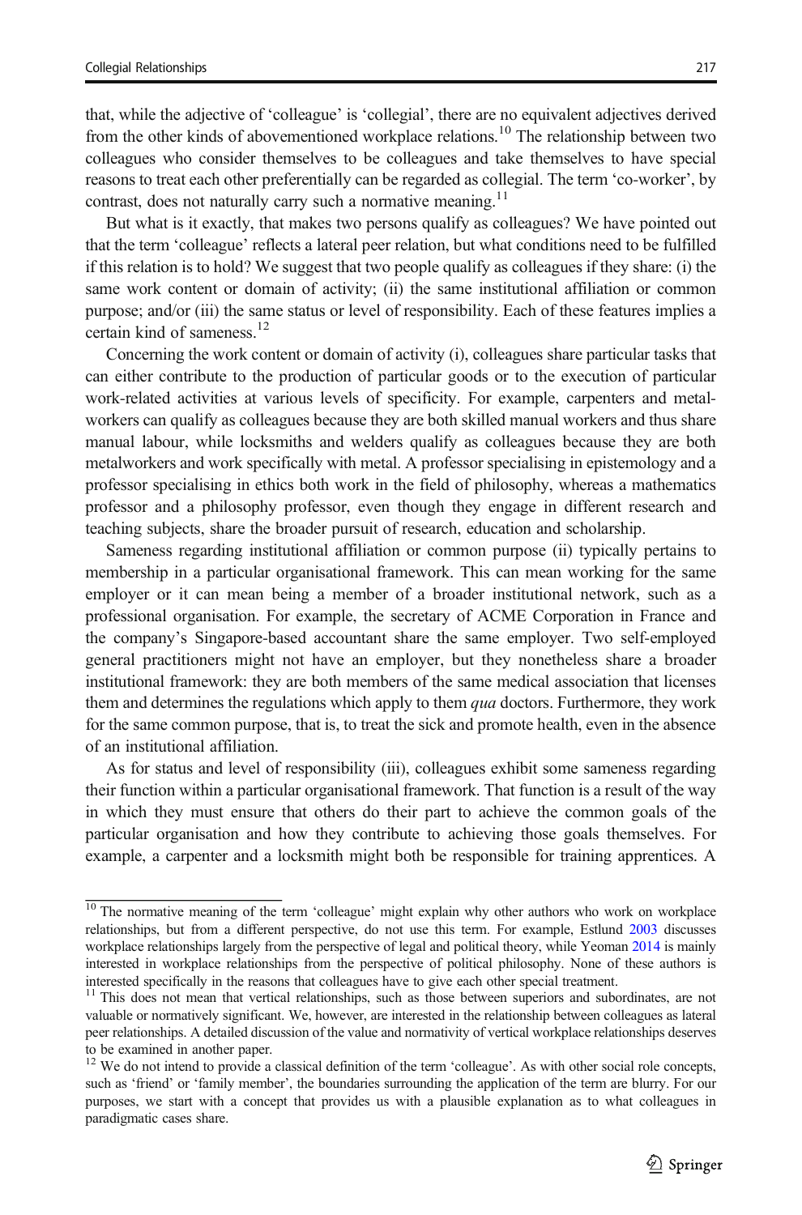that, while the adjective of 'colleague' is 'collegial', there are no equivalent adjectives derived from the other kinds of abovementioned workplace relations.[10] The relationship between two colleagues who consider themselves to be colleagues and take themselves to have special reasons to treat each other preferentially can be regarded as collegial. The term 'co-worker', by contrast, does not naturally carry such a normative meaning.[11]

But what is it exactly, that makes two persons qualify as colleagues? We have pointed out that the term 'colleague' reflects a lateral peer relation, but what conditions need to be fulfilled if this relation is to hold? We suggest that two people qualify as colleagues if they share: (i) the same work content or domain of activity; (ii) the same institutional affiliation or common purpose; and/or (iii) the same status or level of responsibility. Each of these features implies a certain kind of sameness.[12]

Concerning the work content or domain of activity (i), colleagues share particular tasks that can either contribute to the production of particular goods or to the execution of particular work-related activities at various levels of specificity. For example, carpenters and metal-workers can qualify as colleagues because they are both skilled manual workers and thus share manual labour, while locksmiths and welders qualify as colleagues because they are both metalworkers and work specifically with metal. A professor specialising in epistemology and a professor specialising in ethics both work in the field of philosophy, whereas a mathematics professor and a philosophy professor, even though they engage in different research and teaching subjects, share the broader pursuit of research, education and scholarship.

Sameness regarding institutional affiliation or common purpose (ii) typically pertains to membership in a particular organisational framework. This can mean working for the same employer or it can mean being a member of a broader institutional network, such as a professional organisation. For example, the secretary of ACME Corporation in France and the company's Singapore-based accountant share the same employer. Two self-employed general practitioners might not have an employer, but they nonetheless share a broader institutional framework: they are both members of the same medical association that licenses them and determines the regulations which apply to them *qua* doctors. Furthermore, they work for the same common purpose, that is, to treat the sick and promote health, even in the absence of an institutional affiliation.

As for status and level of responsibility (iii), colleagues exhibit some sameness regarding their function within a particular organisational framework. That function is a result of the way in which they must ensure that others do their part to achieve the common goals of the particular organisation and how they contribute to achieving those goals themselves. For example, a carpenter and a locksmith might both be responsible for training apprentices. A

---

[10] The normative meaning of the term 'colleague' might explain why other authors who work on workplace relationships, but from a different perspective, do not use this term. For example, Estlund 2003 discusses workplace relationships largely from the perspective of legal and political theory, while Yeoman 2014 is mainly interested in workplace relationships from the perspective of political philosophy. None of these authors is interested specifically in the reasons that colleagues have to give each other special treatment.

[11] This does not mean that vertical relationships, such as those between superiors and subordinates, are not valuable or normatively significant. We, however, are interested in the relationship between colleagues as lateral peer relationships. A detailed discussion of the value and normativity of vertical workplace relationships deserves to be examined in another paper.

[12] We do not intend to provide a classical definition of the term 'colleague'. As with other social role concepts, such as 'friend' or 'family member', the boundaries surrounding the application of the term are blurry. For our purposes, we start with a concept that provides us with a plausible explanation as to what colleagues in paradigmatic cases share.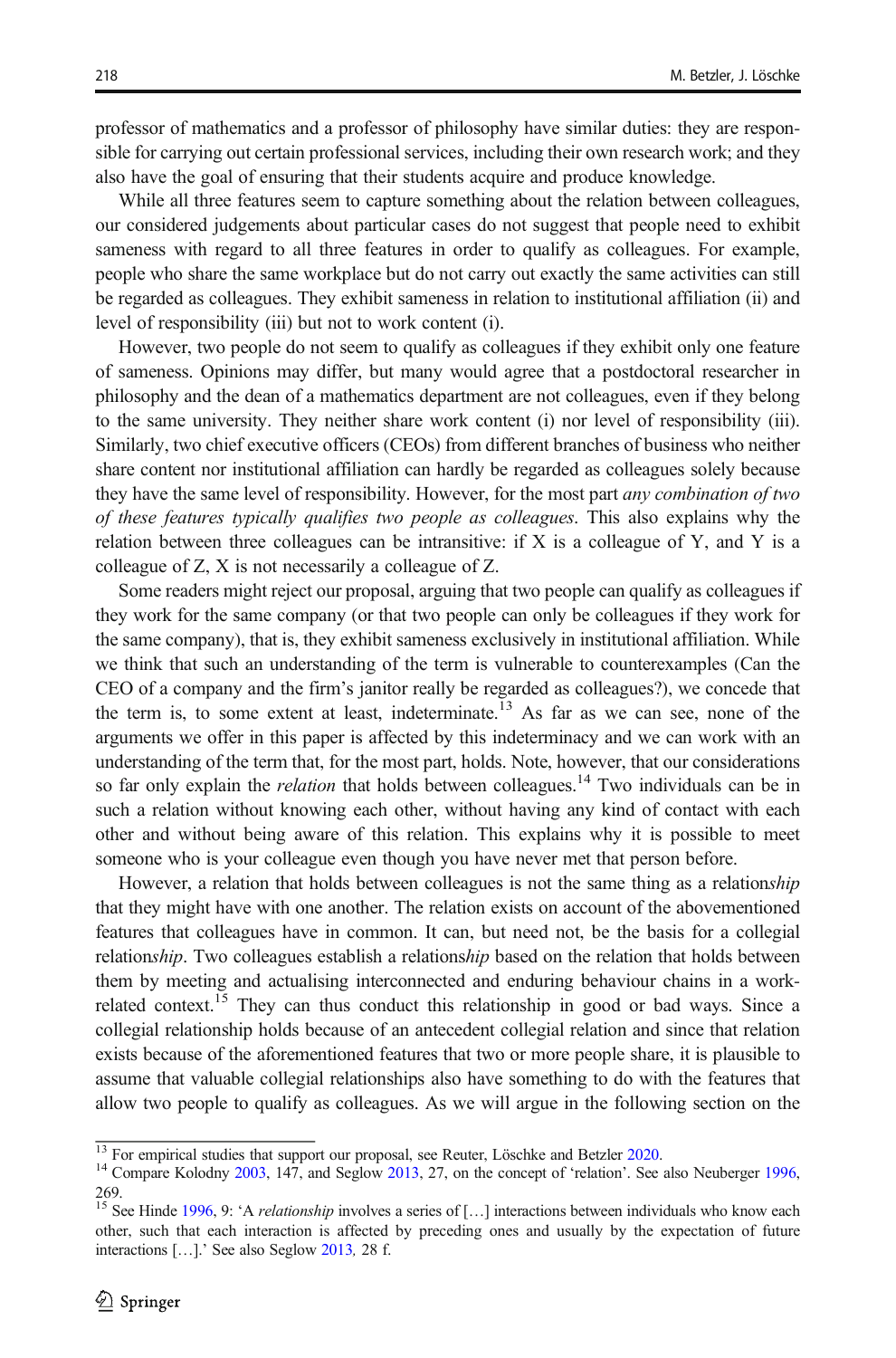professor of mathematics and a professor of philosophy have similar duties: they are responsible for carrying out certain professional services, including their own research work; and they also have the goal of ensuring that their students acquire and produce knowledge.

While all three features seem to capture something about the relation between colleagues, our considered judgements about particular cases do not suggest that people need to exhibit sameness with regard to all three features in order to qualify as colleagues. For example, people who share the same workplace but do not carry out exactly the same activities can still be regarded as colleagues. They exhibit sameness in relation to institutional affiliation (ii) and level of responsibility (iii) but not to work content (i).

However, two people do not seem to qualify as colleagues if they exhibit only one feature of sameness. Opinions may differ, but many would agree that a postdoctoral researcher in philosophy and the dean of a mathematics department are not colleagues, even if they belong to the same university. They neither share work content (i) nor level of responsibility (iii). Similarly, two chief executive officers (CEOs) from different branches of business who neither share content nor institutional affiliation can hardly be regarded as colleagues solely because they have the same level of responsibility. However, for the most part *any combination of two of these features typically qualifies two people as colleagues*. This also explains why the relation between three colleagues can be intransitive: if X is a colleague of Y, and Y is a colleague of Z, X is not necessarily a colleague of Z.

Some readers might reject our proposal, arguing that two people can qualify as colleagues if they work for the same company (or that two people can only be colleagues if they work for the same company), that is, they exhibit sameness exclusively in institutional affiliation. While we think that such an understanding of the term is vulnerable to counterexamples (Can the CEO of a company and the firm's janitor really be regarded as colleagues?), we concede that the term is, to some extent at least, indeterminate.[13] As far as we can see, none of the arguments we offer in this paper is affected by this indeterminacy and we can work with an understanding of the term that, for the most part, holds. Note, however, that our considerations so far only explain the *relation* that holds between colleagues.[14] Two individuals can be in such a relation without knowing each other, without having any kind of contact with each other and without being aware of this relation. This explains why it is possible to meet someone who is your colleague even though you have never met that person before.

However, a relation that holds between colleagues is not the same thing as a relation*ship* that they might have with one another. The relation exists on account of the abovementioned features that colleagues have in common. It can, but need not, be the basis for a collegial relation*ship*. Two colleagues establish a relation*ship* based on the relation that holds between them by meeting and actualising interconnected and enduring behaviour chains in a work-related context.[15] They can thus conduct this relationship in good or bad ways. Since a collegial relationship holds because of an antecedent collegial relation and since that relation exists because of the aforementioned features that two or more people share, it is plausible to assume that valuable collegial relationships also have something to do with the features that allow two people to qualify as colleagues. As we will argue in the following section on the

[13] For empirical studies that support our proposal, see Reuter, Löschke and Betzler 2020.

[14] Compare Kolodny 2003, 147, and Seglow 2013, 27, on the concept of 'relation'. See also Neuberger 1996, 269.

[15] See Hinde 1996, 9: 'A *relationship* involves a series of […] interactions between individuals who know each other, such that each interaction is affected by preceding ones and usually by the expectation of future interactions […].' See also Seglow 2013, 28 f.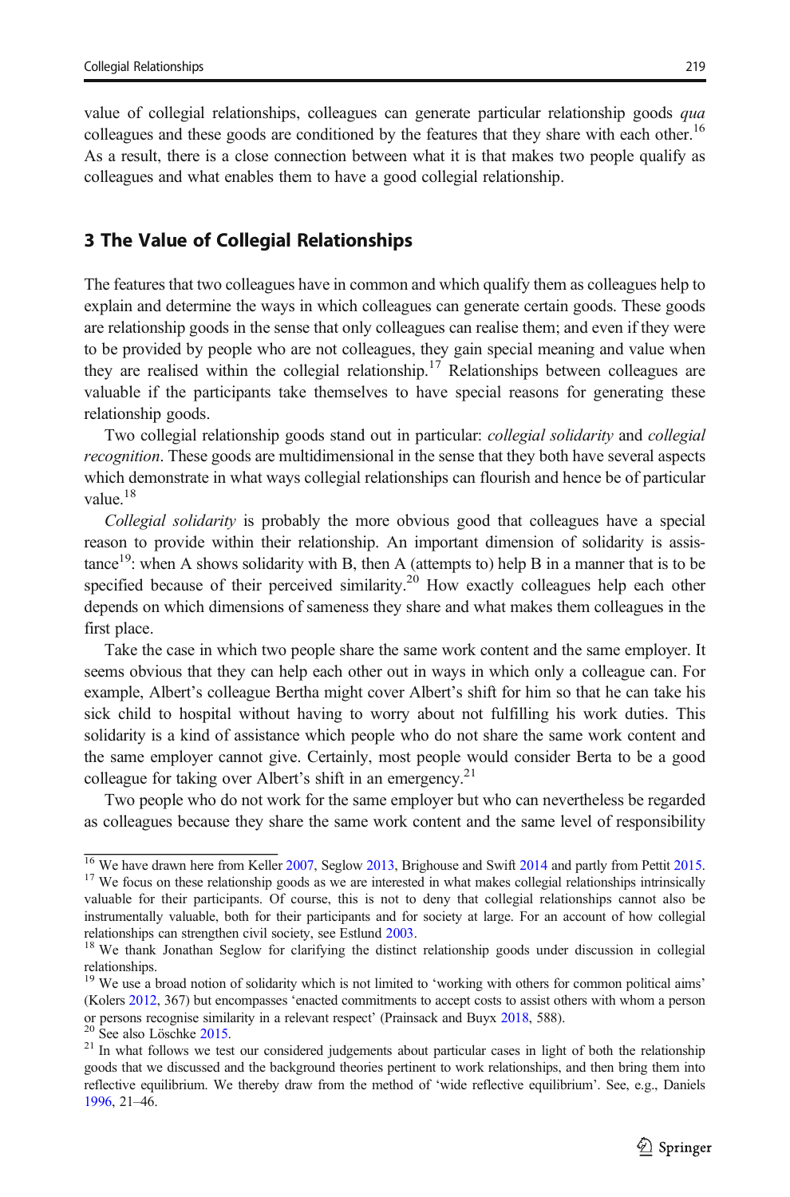value of collegial relationships, colleagues can generate particular relationship goods *qua* colleagues and these goods are conditioned by the features that they share with each other.[16] As a result, there is a close connection between what it is that makes two people qualify as colleagues and what enables them to have a good collegial relationship.

## 3 The Value of Collegial Relationships

The features that two colleagues have in common and which qualify them as colleagues help to explain and determine the ways in which colleagues can generate certain goods. These goods are relationship goods in the sense that only colleagues can realise them; and even if they were to be provided by people who are not colleagues, they gain special meaning and value when they are realised within the collegial relationship.[17] Relationships between colleagues are valuable if the participants take themselves to have special reasons for generating these relationship goods.

Two collegial relationship goods stand out in particular: *collegial solidarity* and *collegial recognition*. These goods are multidimensional in the sense that they both have several aspects which demonstrate in what ways collegial relationships can flourish and hence be of particular value.[18]

*Collegial solidarity* is probably the more obvious good that colleagues have a special reason to provide within their relationship. An important dimension of solidarity is assistance[19]: when A shows solidarity with B, then A (attempts to) help B in a manner that is to be specified because of their perceived similarity.[20] How exactly colleagues help each other depends on which dimensions of sameness they share and what makes them colleagues in the first place.

Take the case in which two people share the same work content and the same employer. It seems obvious that they can help each other out in ways in which only a colleague can. For example, Albert's colleague Bertha might cover Albert's shift for him so that he can take his sick child to hospital without having to worry about not fulfilling his work duties. This solidarity is a kind of assistance which people who do not share the same work content and the same employer cannot give. Certainly, most people would consider Berta to be a good colleague for taking over Albert's shift in an emergency.[21]

Two people who do not work for the same employer but who can nevertheless be regarded as colleagues because they share the same work content and the same level of responsibility

---

[16] We have drawn here from Keller 2007, Seglow 2013, Brighouse and Swift 2014 and partly from Pettit 2015.

[17] We focus on these relationship goods as we are interested in what makes collegial relationships intrinsically valuable for their participants. Of course, this is not to deny that collegial relationships cannot also be instrumentally valuable, both for their participants and for society at large. For an account of how collegial relationships can strengthen civil society, see Estlund 2003.

[18] We thank Jonathan Seglow for clarifying the distinct relationship goods under discussion in collegial relationships.

[19] We use a broad notion of solidarity which is not limited to 'working with others for common political aims' (Kolers 2012, 367) but encompasses 'enacted commitments to accept costs to assist others with whom a person or persons recognise similarity in a relevant respect' (Prainsack and Buyx 2018, 588).

[20] See also Löschke 2015.

[21] In what follows we test our considered judgements about particular cases in light of both the relationship goods that we discussed and the background theories pertinent to work relationships, and then bring them into reflective equilibrium. We thereby draw from the method of 'wide reflective equilibrium'. See, e.g., Daniels 1996, 21–46.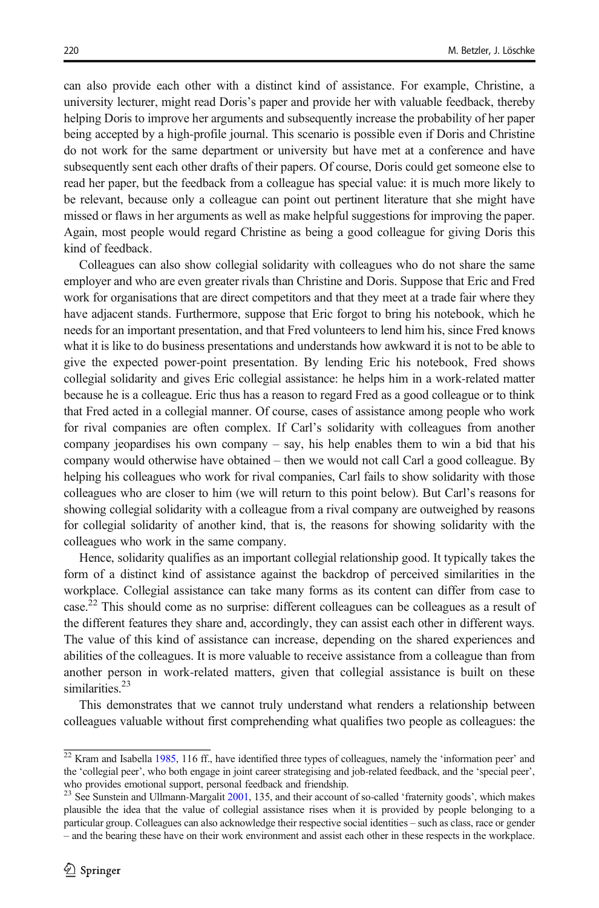can also provide each other with a distinct kind of assistance. For example, Christine, a university lecturer, might read Doris's paper and provide her with valuable feedback, thereby helping Doris to improve her arguments and subsequently increase the probability of her paper being accepted by a high-profile journal. This scenario is possible even if Doris and Christine do not work for the same department or university but have met at a conference and have subsequently sent each other drafts of their papers. Of course, Doris could get someone else to read her paper, but the feedback from a colleague has special value: it is much more likely to be relevant, because only a colleague can point out pertinent literature that she might have missed or flaws in her arguments as well as make helpful suggestions for improving the paper. Again, most people would regard Christine as being a good colleague for giving Doris this kind of feedback.

Colleagues can also show collegial solidarity with colleagues who do not share the same employer and who are even greater rivals than Christine and Doris. Suppose that Eric and Fred work for organisations that are direct competitors and that they meet at a trade fair where they have adjacent stands. Furthermore, suppose that Eric forgot to bring his notebook, which he needs for an important presentation, and that Fred volunteers to lend him his, since Fred knows what it is like to do business presentations and understands how awkward it is not to be able to give the expected power-point presentation. By lending Eric his notebook, Fred shows collegial solidarity and gives Eric collegial assistance: he helps him in a work-related matter because he is a colleague. Eric thus has a reason to regard Fred as a good colleague or to think that Fred acted in a collegial manner. Of course, cases of assistance among people who work for rival companies are often complex. If Carl's solidarity with colleagues from another company jeopardises his own company – say, his help enables them to win a bid that his company would otherwise have obtained – then we would not call Carl a good colleague. By helping his colleagues who work for rival companies, Carl fails to show solidarity with those colleagues who are closer to him (we will return to this point below). But Carl's reasons for showing collegial solidarity with a colleague from a rival company are outweighed by reasons for collegial solidarity of another kind, that is, the reasons for showing solidarity with the colleagues who work in the same company.

Hence, solidarity qualifies as an important collegial relationship good. It typically takes the form of a distinct kind of assistance against the backdrop of perceived similarities in the workplace. Collegial assistance can take many forms as its content can differ from case to case.[22] This should come as no surprise: different colleagues can be colleagues as a result of the different features they share and, accordingly, they can assist each other in different ways. The value of this kind of assistance can increase, depending on the shared experiences and abilities of the colleagues. It is more valuable to receive assistance from a colleague than from another person in work-related matters, given that collegial assistance is built on these similarities.[23]

This demonstrates that we cannot truly understand what renders a relationship between colleagues valuable without first comprehending what qualifies two people as colleagues: the

[22] Kram and Isabella 1985, 116 ff., have identified three types of colleagues, namely the 'information peer' and the 'collegial peer', who both engage in joint career strategising and job-related feedback, and the 'special peer', who provides emotional support, personal feedback and friendship.

[23] See Sunstein and Ullmann-Margalit 2001, 135, and their account of so-called 'fraternity goods', which makes plausible the idea that the value of collegial assistance rises when it is provided by people belonging to a particular group. Colleagues can also acknowledge their respective social identities – such as class, race or gender – and the bearing these have on their work environment and assist each other in these respects in the workplace.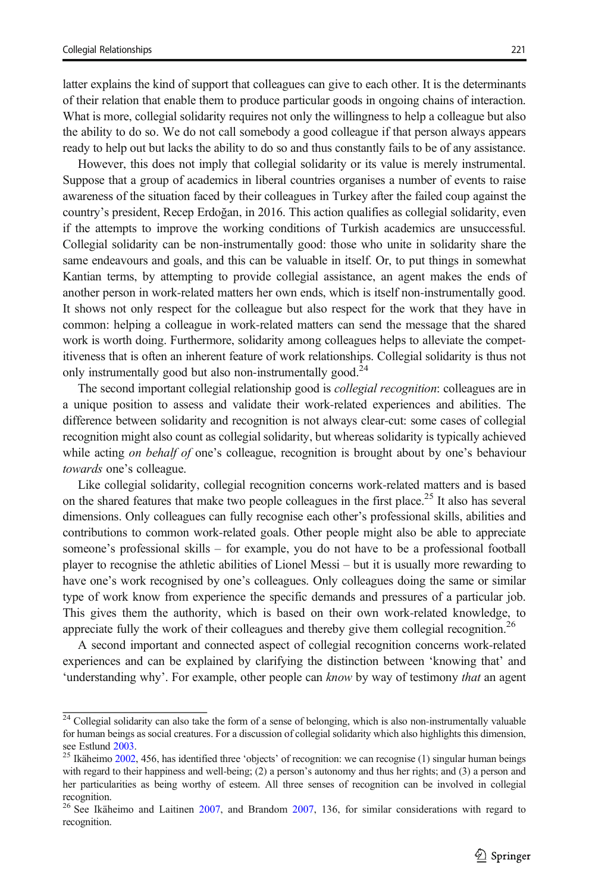latter explains the kind of support that colleagues can give to each other. It is the determinants of their relation that enable them to produce particular goods in ongoing chains of interaction. What is more, collegial solidarity requires not only the willingness to help a colleague but also the ability to do so. We do not call somebody a good colleague if that person always appears ready to help out but lacks the ability to do so and thus constantly fails to be of any assistance.

However, this does not imply that collegial solidarity or its value is merely instrumental. Suppose that a group of academics in liberal countries organises a number of events to raise awareness of the situation faced by their colleagues in Turkey after the failed coup against the country's president, Recep Erdoğan, in 2016. This action qualifies as collegial solidarity, even if the attempts to improve the working conditions of Turkish academics are unsuccessful. Collegial solidarity can be non-instrumentally good: those who unite in solidarity share the same endeavours and goals, and this can be valuable in itself. Or, to put things in somewhat Kantian terms, by attempting to provide collegial assistance, an agent makes the ends of another person in work-related matters her own ends, which is itself non-instrumentally good. It shows not only respect for the colleague but also respect for the work that they have in common: helping a colleague in work-related matters can send the message that the shared work is worth doing. Furthermore, solidarity among colleagues helps to alleviate the competitiveness that is often an inherent feature of work relationships. Collegial solidarity is thus not only instrumentally good but also non-instrumentally good.[24]

The second important collegial relationship good is *collegial recognition*: colleagues are in a unique position to assess and validate their work-related experiences and abilities. The difference between solidarity and recognition is not always clear-cut: some cases of collegial recognition might also count as collegial solidarity, but whereas solidarity is typically achieved while acting *on behalf of* one's colleague, recognition is brought about by one's behaviour *towards* one's colleague.

Like collegial solidarity, collegial recognition concerns work-related matters and is based on the shared features that make two people colleagues in the first place.[25] It also has several dimensions. Only colleagues can fully recognise each other's professional skills, abilities and contributions to common work-related goals. Other people might also be able to appreciate someone's professional skills – for example, you do not have to be a professional football player to recognise the athletic abilities of Lionel Messi – but it is usually more rewarding to have one's work recognised by one's colleagues. Only colleagues doing the same or similar type of work know from experience the specific demands and pressures of a particular job. This gives them the authority, which is based on their own work-related knowledge, to appreciate fully the work of their colleagues and thereby give them collegial recognition.[26]

A second important and connected aspect of collegial recognition concerns work-related experiences and can be explained by clarifying the distinction between 'knowing that' and 'understanding why'. For example, other people can *know* by way of testimony *that* an agent

[24] Collegial solidarity can also take the form of a sense of belonging, which is also non-instrumentally valuable for human beings as social creatures. For a discussion of collegial solidarity which also highlights this dimension, see Estlund 2003.

[25] Ikäheimo 2002, 456, has identified three 'objects' of recognition: we can recognise (1) singular human beings with regard to their happiness and well-being; (2) a person's autonomy and thus her rights; and (3) a person and her particularities as being worthy of esteem. All three senses of recognition can be involved in collegial recognition.

[26] See Ikäheimo and Laitinen 2007, and Brandom 2007, 136, for similar considerations with regard to recognition.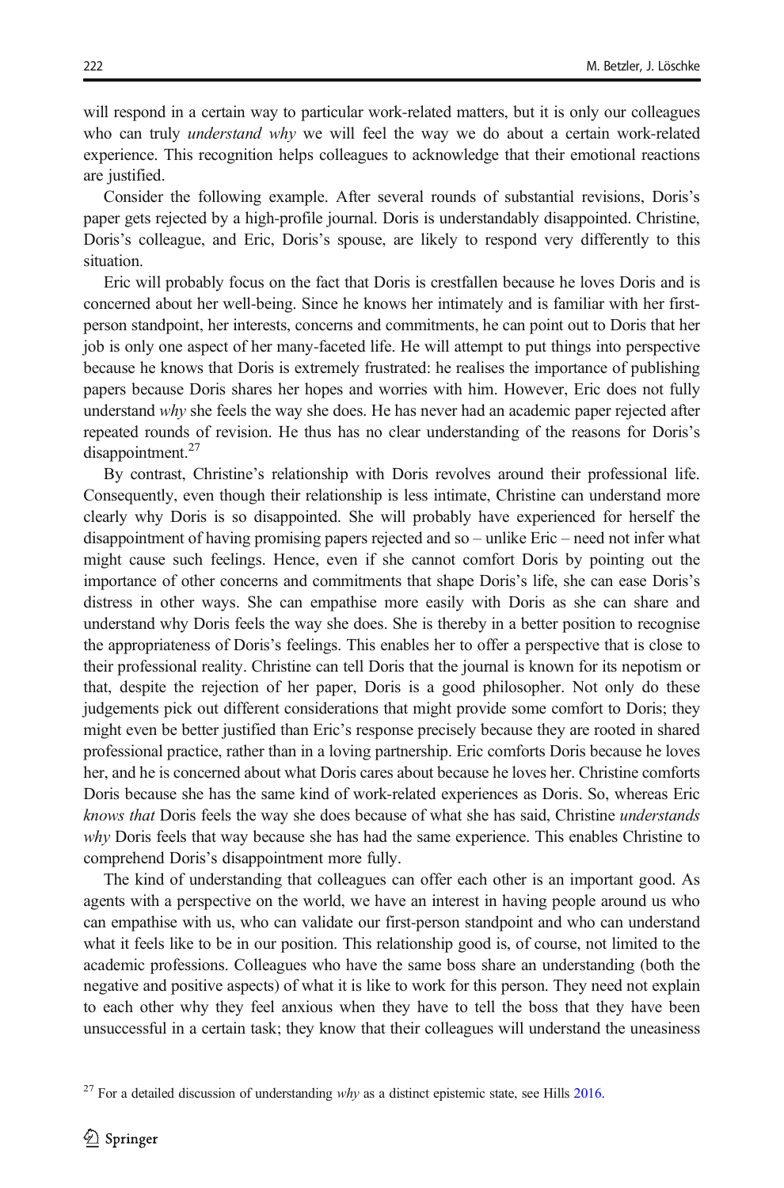will respond in a certain way to particular work-related matters, but it is only our colleagues who can truly *understand why* we will feel the way we do about a certain work-related experience. This recognition helps colleagues to acknowledge that their emotional reactions are justified.

Consider the following example. After several rounds of substantial revisions, Doris's paper gets rejected by a high-profile journal. Doris is understandably disappointed. Christine, Doris's colleague, and Eric, Doris's spouse, are likely to respond very differently to this situation.

Eric will probably focus on the fact that Doris is crestfallen because he loves Doris and is concerned about her well-being. Since he knows her intimately and is familiar with her first-person standpoint, her interests, concerns and commitments, he can point out to Doris that her job is only one aspect of her many-faceted life. He will attempt to put things into perspective because he knows that Doris is extremely frustrated: he realises the importance of publishing papers because Doris shares her hopes and worries with him. However, Eric does not fully understand *why* she feels the way she does. He has never had an academic paper rejected after repeated rounds of revision. He thus has no clear understanding of the reasons for Doris's disappointment.[27]

By contrast, Christine's relationship with Doris revolves around their professional life. Consequently, even though their relationship is less intimate, Christine can understand more clearly why Doris is so disappointed. She will probably have experienced for herself the disappointment of having promising papers rejected and so – unlike Eric – need not infer what might cause such feelings. Hence, even if she cannot comfort Doris by pointing out the importance of other concerns and commitments that shape Doris's life, she can ease Doris's distress in other ways. She can empathise more easily with Doris as she can share and understand why Doris feels the way she does. She is thereby in a better position to recognise the appropriateness of Doris's feelings. This enables her to offer a perspective that is close to their professional reality. Christine can tell Doris that the journal is known for its nepotism or that, despite the rejection of her paper, Doris is a good philosopher. Not only do these judgements pick out different considerations that might provide some comfort to Doris; they might even be better justified than Eric's response precisely because they are rooted in shared professional practice, rather than in a loving partnership. Eric comforts Doris because he loves her, and he is concerned about what Doris cares about because he loves her. Christine comforts Doris because she has the same kind of work-related experiences as Doris. So, whereas Eric *knows that* Doris feels the way she does because of what she has said, Christine *understands why* Doris feels that way because she has had the same experience. This enables Christine to comprehend Doris's disappointment more fully.

The kind of understanding that colleagues can offer each other is an important good. As agents with a perspective on the world, we have an interest in having people around us who can empathise with us, who can validate our first-person standpoint and who can understand what it feels like to be in our position. This relationship good is, of course, not limited to the academic professions. Colleagues who have the same boss share an understanding (both the negative and positive aspects) of what it is like to work for this person. They need not explain to each other why they feel anxious when they have to tell the boss that they have been unsuccessful in a certain task; they know that their colleagues will understand the uneasiness

[27] For a detailed discussion of understanding *why* as a distinct epistemic state, see Hills 2016.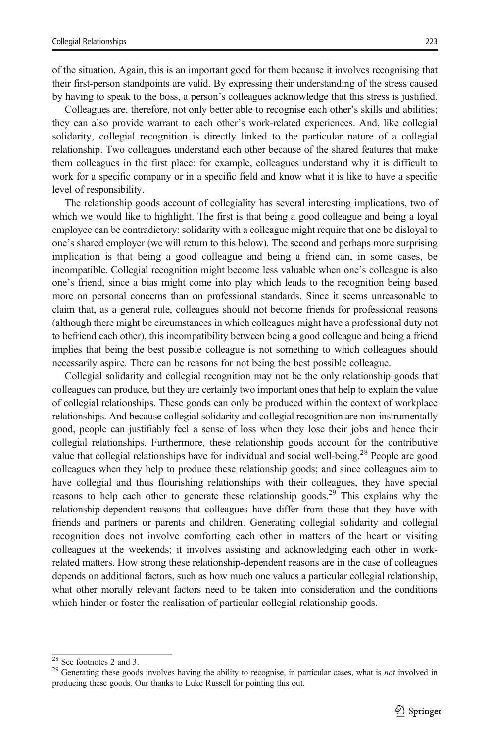of the situation. Again, this is an important good for them because it involves recognising that their first-person standpoints are valid. By expressing their understanding of the stress caused by having to speak to the boss, a person's colleagues acknowledge that this stress is justified.

Colleagues are, therefore, not only better able to recognise each other's skills and abilities; they can also provide warrant to each other's work-related experiences. And, like collegial solidarity, collegial recognition is directly linked to the particular nature of a collegial relationship. Two colleagues understand each other because of the shared features that make them colleagues in the first place: for example, colleagues understand why it is difficult to work for a specific company or in a specific field and know what it is like to have a specific level of responsibility.

The relationship goods account of collegiality has several interesting implications, two of which we would like to highlight. The first is that being a good colleague and being a loyal employee can be contradictory: solidarity with a colleague might require that one be disloyal to one's shared employer (we will return to this below). The second and perhaps more surprising implication is that being a good colleague and being a friend can, in some cases, be incompatible. Collegial recognition might become less valuable when one's colleague is also one's friend, since a bias might come into play which leads to the recognition being based more on personal concerns than on professional standards. Since it seems unreasonable to claim that, as a general rule, colleagues should not become friends for professional reasons (although there might be circumstances in which colleagues might have a professional duty not to befriend each other), this incompatibility between being a good colleague and being a friend implies that being the best possible colleague is not something to which colleagues should necessarily aspire. There can be reasons for not being the best possible colleague.

Collegial solidarity and collegial recognition may not be the only relationship goods that colleagues can produce, but they are certainly two important ones that help to explain the value of collegial relationships. These goods can only be produced within the context of workplace relationships. And because collegial solidarity and collegial recognition are non-instrumentally good, people can justifiably feel a sense of loss when they lose their jobs and hence their collegial relationships. Furthermore, these relationship goods account for the contributive value that collegial relationships have for individual and social well-being.[28] People are good colleagues when they help to produce these relationship goods; and since colleagues aim to have collegial and thus flourishing relationships with their colleagues, they have special reasons to help each other to generate these relationship goods.[29] This explains why the relationship-dependent reasons that colleagues have differ from those that they have with friends and partners or parents and children. Generating collegial solidarity and collegial recognition does not involve comforting each other in matters of the heart or visiting colleagues at the weekends; it involves assisting and acknowledging each other in work-related matters. How strong these relationship-dependent reasons are in the case of colleagues depends on additional factors, such as how much one values a particular collegial relationship, what other morally relevant factors need to be taken into consideration and the conditions which hinder or foster the realisation of particular collegial relationship goods.

---

[28] See footnotes 2 and 3.

[29] Generating these goods involves having the ability to recognise, in particular cases, what is *not* involved in producing these goods. Our thanks to Luke Russell for pointing this out.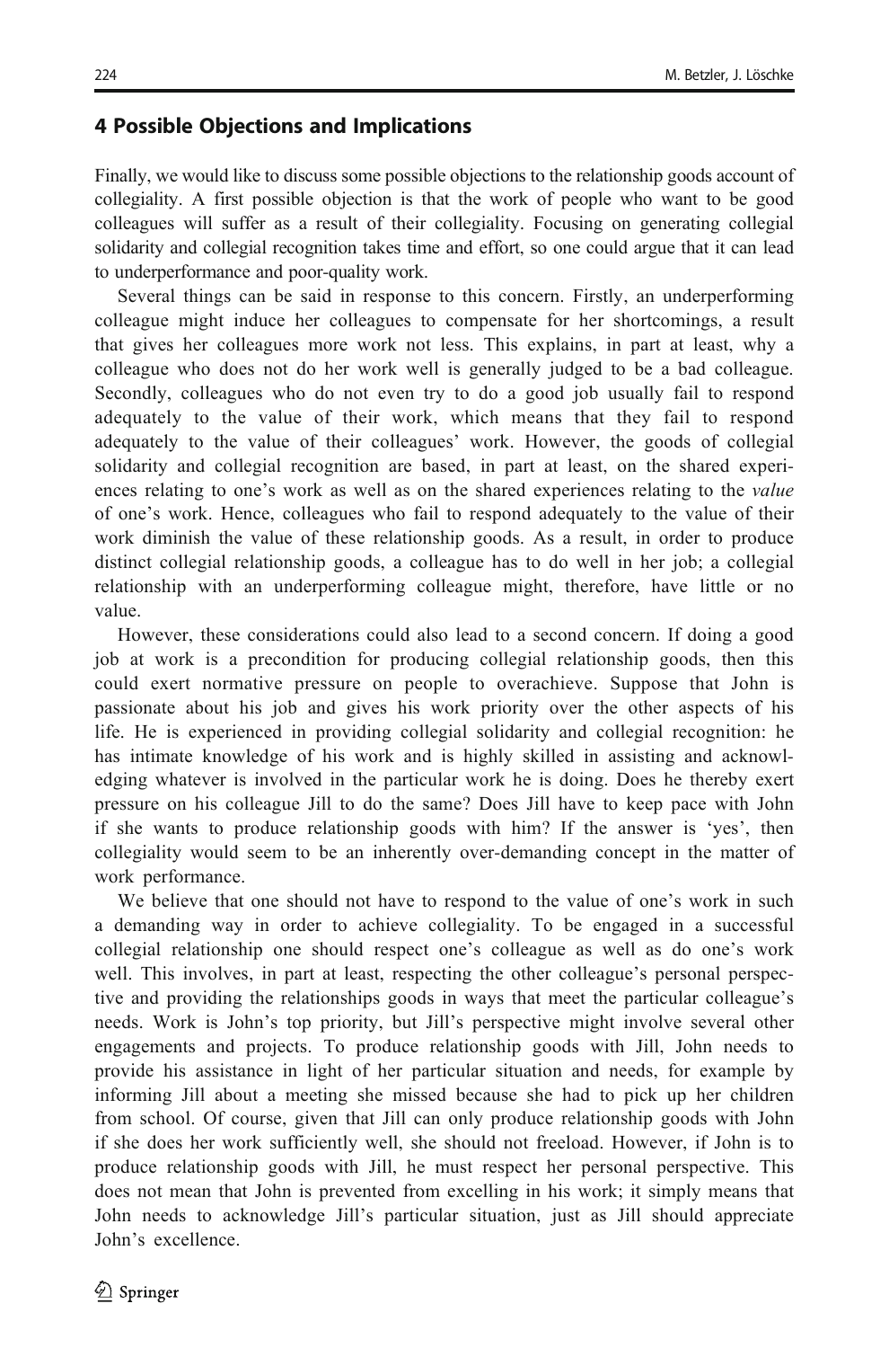## 4 Possible Objections and Implications

Finally, we would like to discuss some possible objections to the relationship goods account of collegiality. A first possible objection is that the work of people who want to be good colleagues will suffer as a result of their collegiality. Focusing on generating collegial solidarity and collegial recognition takes time and effort, so one could argue that it can lead to underperformance and poor-quality work.

Several things can be said in response to this concern. Firstly, an underperforming colleague might induce her colleagues to compensate for her shortcomings, a result that gives her colleagues more work not less. This explains, in part at least, why a colleague who does not do her work well is generally judged to be a bad colleague. Secondly, colleagues who do not even try to do a good job usually fail to respond adequately to the value of their work, which means that they fail to respond adequately to the value of their colleagues' work. However, the goods of collegial solidarity and collegial recognition are based, in part at least, on the shared experiences relating to one's work as well as on the shared experiences relating to the *value* of one's work. Hence, colleagues who fail to respond adequately to the value of their work diminish the value of these relationship goods. As a result, in order to produce distinct collegial relationship goods, a colleague has to do well in her job; a collegial relationship with an underperforming colleague might, therefore, have little or no value.

However, these considerations could also lead to a second concern. If doing a good job at work is a precondition for producing collegial relationship goods, then this could exert normative pressure on people to overachieve. Suppose that John is passionate about his job and gives his work priority over the other aspects of his life. He is experienced in providing collegial solidarity and collegial recognition: he has intimate knowledge of his work and is highly skilled in assisting and acknowledging whatever is involved in the particular work he is doing. Does he thereby exert pressure on his colleague Jill to do the same? Does Jill have to keep pace with John if she wants to produce relationship goods with him? If the answer is 'yes', then collegiality would seem to be an inherently over-demanding concept in the matter of work performance.

We believe that one should not have to respond to the value of one's work in such a demanding way in order to achieve collegiality. To be engaged in a successful collegial relationship one should respect one's colleague as well as do one's work well. This involves, in part at least, respecting the other colleague's personal perspective and providing the relationships goods in ways that meet the particular colleague's needs. Work is John's top priority, but Jill's perspective might involve several other engagements and projects. To produce relationship goods with Jill, John needs to provide his assistance in light of her particular situation and needs, for example by informing Jill about a meeting she missed because she had to pick up her children from school. Of course, given that Jill can only produce relationship goods with John if she does her work sufficiently well, she should not freeload. However, if John is to produce relationship goods with Jill, he must respect her personal perspective. This does not mean that John is prevented from excelling in his work; it simply means that John needs to acknowledge Jill's particular situation, just as Jill should appreciate John's excellence.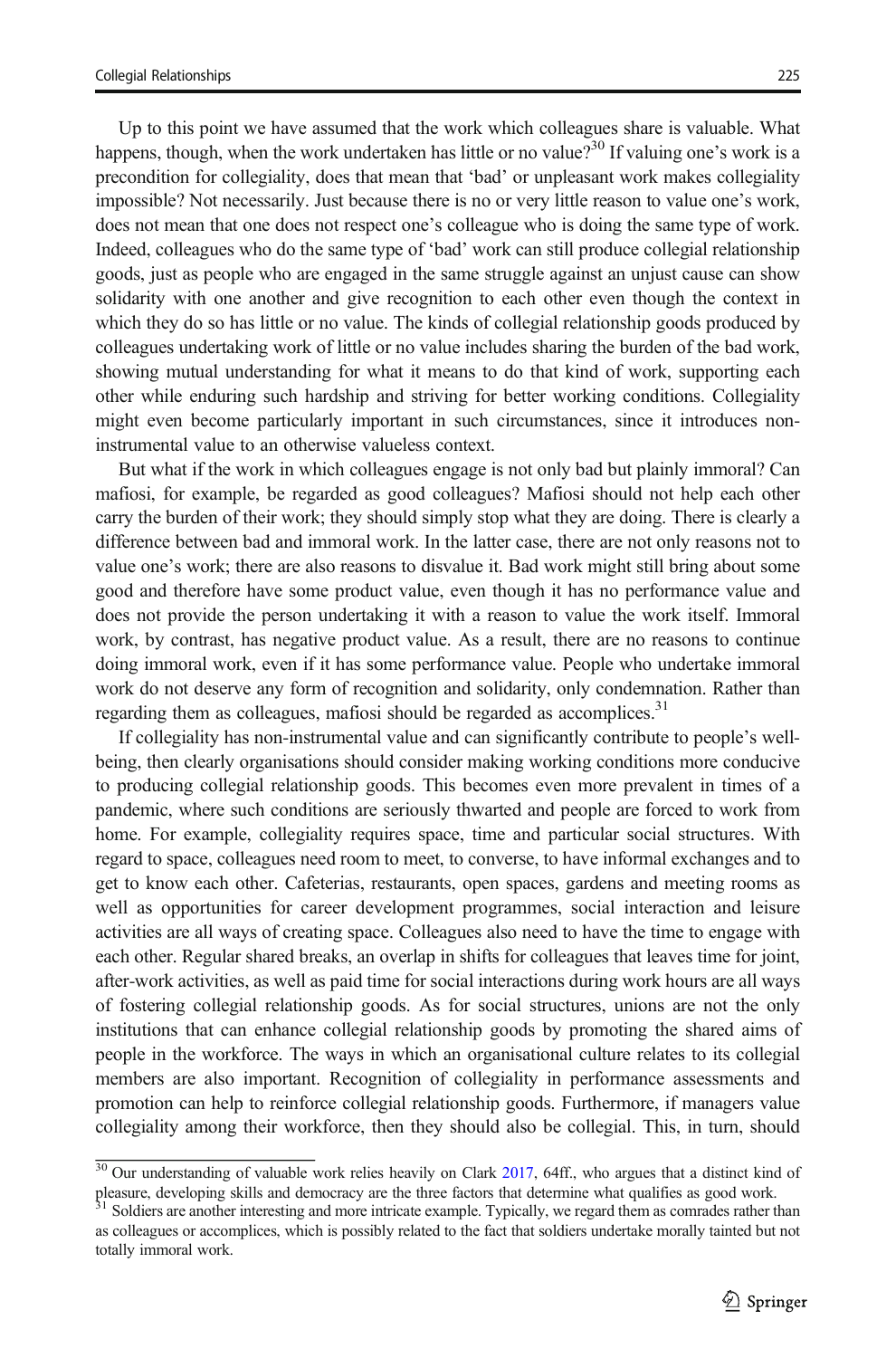Up to this point we have assumed that the work which colleagues share is valuable. What happens, though, when the work undertaken has little or no value?[30] If valuing one's work is a precondition for collegiality, does that mean that 'bad' or unpleasant work makes collegiality impossible? Not necessarily. Just because there is no or very little reason to value one's work, does not mean that one does not respect one's colleague who is doing the same type of work. Indeed, colleagues who do the same type of 'bad' work can still produce collegial relationship goods, just as people who are engaged in the same struggle against an unjust cause can show solidarity with one another and give recognition to each other even though the context in which they do so has little or no value. The kinds of collegial relationship goods produced by colleagues undertaking work of little or no value includes sharing the burden of the bad work, showing mutual understanding for what it means to do that kind of work, supporting each other while enduring such hardship and striving for better working conditions. Collegiality might even become particularly important in such circumstances, since it introduces non-instrumental value to an otherwise valueless context.

But what if the work in which colleagues engage is not only bad but plainly immoral? Can mafiosi, for example, be regarded as good colleagues? Mafiosi should not help each other carry the burden of their work; they should simply stop what they are doing. There is clearly a difference between bad and immoral work. In the latter case, there are not only reasons not to value one's work; there are also reasons to disvalue it. Bad work might still bring about some good and therefore have some product value, even though it has no performance value and does not provide the person undertaking it with a reason to value the work itself. Immoral work, by contrast, has negative product value. As a result, there are no reasons to continue doing immoral work, even if it has some performance value. People who undertake immoral work do not deserve any form of recognition and solidarity, only condemnation. Rather than regarding them as colleagues, mafiosi should be regarded as accomplices.[31]

If collegiality has non-instrumental value and can significantly contribute to people's well-being, then clearly organisations should consider making working conditions more conducive to producing collegial relationship goods. This becomes even more prevalent in times of a pandemic, where such conditions are seriously thwarted and people are forced to work from home. For example, collegiality requires space, time and particular social structures. With regard to space, colleagues need room to meet, to converse, to have informal exchanges and to get to know each other. Cafeterias, restaurants, open spaces, gardens and meeting rooms as well as opportunities for career development programmes, social interaction and leisure activities are all ways of creating space. Colleagues also need to have the time to engage with each other. Regular shared breaks, an overlap in shifts for colleagues that leaves time for joint, after-work activities, as well as paid time for social interactions during work hours are all ways of fostering collegial relationship goods. As for social structures, unions are not the only institutions that can enhance collegial relationship goods by promoting the shared aims of people in the workforce. The ways in which an organisational culture relates to its collegial members are also important. Recognition of collegiality in performance assessments and promotion can help to reinforce collegial relationship goods. Furthermore, if managers value collegiality among their workforce, then they should also be collegial. This, in turn, should

---

[30] Our understanding of valuable work relies heavily on Clark 2017, 64ff., who argues that a distinct kind of pleasure, developing skills and democracy are the three factors that determine what qualifies as good work.

[31] Soldiers are another interesting and more intricate example. Typically, we regard them as comrades rather than as colleagues or accomplices, which is possibly related to the fact that soldiers undertake morally tainted but not totally immoral work.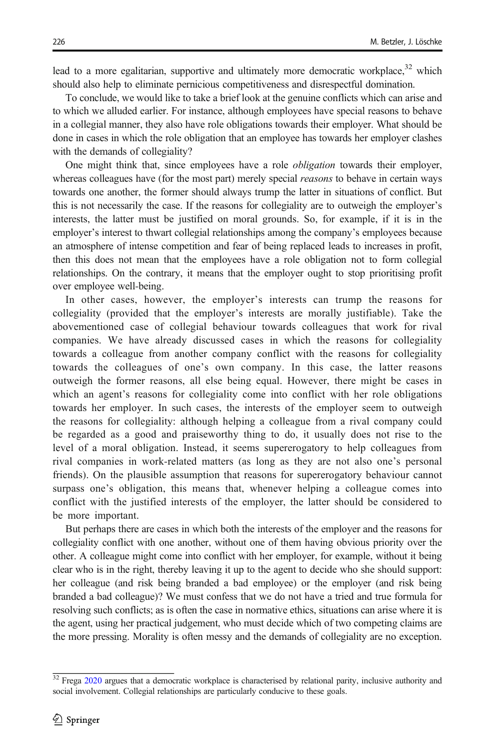lead to a more egalitarian, supportive and ultimately more democratic workplace,[32] which should also help to eliminate pernicious competitiveness and disrespectful domination.

To conclude, we would like to take a brief look at the genuine conflicts which can arise and to which we alluded earlier. For instance, although employees have special reasons to behave in a collegial manner, they also have role obligations towards their employer. What should be done in cases in which the role obligation that an employee has towards her employer clashes with the demands of collegiality?

One might think that, since employees have a role *obligation* towards their employer, whereas colleagues have (for the most part) merely special *reasons* to behave in certain ways towards one another, the former should always trump the latter in situations of conflict. But this is not necessarily the case. If the reasons for collegiality are to outweigh the employer's interests, the latter must be justified on moral grounds. So, for example, if it is in the employer's interest to thwart collegial relationships among the company's employees because an atmosphere of intense competition and fear of being replaced leads to increases in profit, then this does not mean that the employees have a role obligation not to form collegial relationships. On the contrary, it means that the employer ought to stop prioritising profit over employee well-being.

In other cases, however, the employer's interests can trump the reasons for collegiality (provided that the employer's interests are morally justifiable). Take the abovementioned case of collegial behaviour towards colleagues that work for rival companies. We have already discussed cases in which the reasons for collegiality towards a colleague from another company conflict with the reasons for collegiality towards the colleagues of one's own company. In this case, the latter reasons outweigh the former reasons, all else being equal. However, there might be cases in which an agent's reasons for collegiality come into conflict with her role obligations towards her employer. In such cases, the interests of the employer seem to outweigh the reasons for collegiality: although helping a colleague from a rival company could be regarded as a good and praiseworthy thing to do, it usually does not rise to the level of a moral obligation. Instead, it seems supererogatory to help colleagues from rival companies in work-related matters (as long as they are not also one's personal friends). On the plausible assumption that reasons for supererogatory behaviour cannot surpass one's obligation, this means that, whenever helping a colleague comes into conflict with the justified interests of the employer, the latter should be considered to be more important.

But perhaps there are cases in which both the interests of the employer and the reasons for collegiality conflict with one another, without one of them having obvious priority over the other. A colleague might come into conflict with her employer, for example, without it being clear who is in the right, thereby leaving it up to the agent to decide who she should support: her colleague (and risk being branded a bad employee) or the employer (and risk being branded a bad colleague)? We must confess that we do not have a tried and true formula for resolving such conflicts; as is often the case in normative ethics, situations can arise where it is the agent, using her practical judgement, who must decide which of two competing claims are the more pressing. Morality is often messy and the demands of collegiality are no exception.

---

[32] Frega 2020 argues that a democratic workplace is characterised by relational parity, inclusive authority and social involvement. Collegial relationships are particularly conducive to these goals.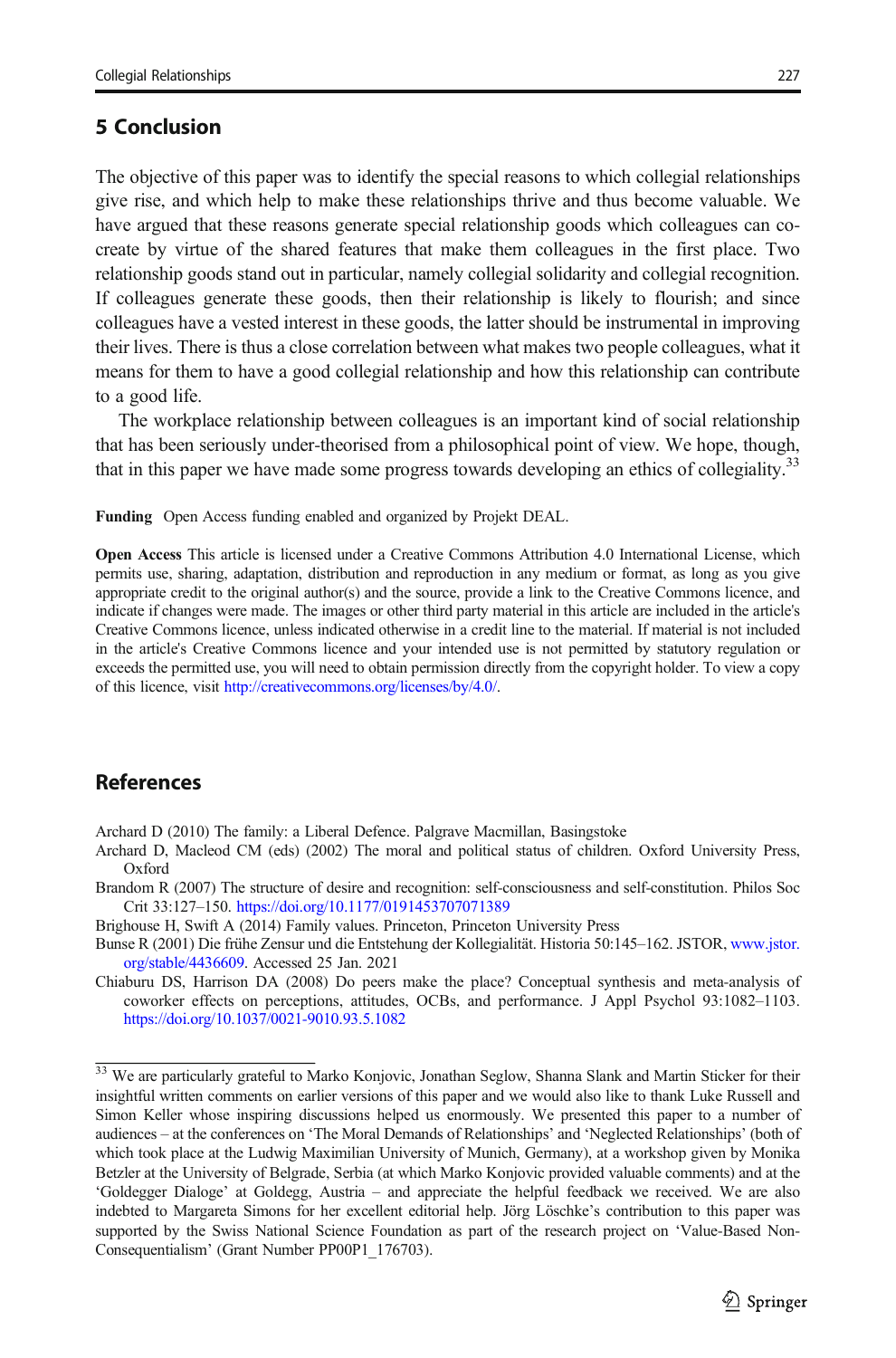## 5 Conclusion

The objective of this paper was to identify the special reasons to which collegial relationships give rise, and which help to make these relationships thrive and thus become valuable. We have argued that these reasons generate special relationship goods which colleagues can co-create by virtue of the shared features that make them colleagues in the first place. Two relationship goods stand out in particular, namely collegial solidarity and collegial recognition. If colleagues generate these goods, then their relationship is likely to flourish; and since colleagues have a vested interest in these goods, the latter should be instrumental in improving their lives. There is thus a close correlation between what makes two people colleagues, what it means for them to have a good collegial relationship and how this relationship can contribute to a good life.

The workplace relationship between colleagues is an important kind of social relationship that has been seriously under-theorised from a philosophical point of view. We hope, though, that in this paper we have made some progress towards developing an ethics of collegiality.[33]

**Funding** Open Access funding enabled and organized by Projekt DEAL.

**Open Access** This article is licensed under a Creative Commons Attribution 4.0 International License, which permits use, sharing, adaptation, distribution and reproduction in any medium or format, as long as you give appropriate credit to the original author(s) and the source, provide a link to the Creative Commons licence, and indicate if changes were made. The images or other third party material in this article are included in the article's Creative Commons licence, unless indicated otherwise in a credit line to the material. If material is not included in the article's Creative Commons licence and your intended use is not permitted by statutory regulation or exceeds the permitted use, you will need to obtain permission directly from the copyright holder. To view a copy of this licence, visit http://creativecommons.org/licenses/by/4.0/.

## References

Archard D (2010) The family: a Liberal Defence. Palgrave Macmillan, Basingstoke

Archard D, Macleod CM (eds) (2002) The moral and political status of children. Oxford University Press, Oxford

Brandom R (2007) The structure of desire and recognition: self-consciousness and self-constitution. Philos Soc Crit 33:127–150. https://doi.org/10.1177/0191453707071389

Brighouse H, Swift A (2014) Family values. Princeton, Princeton University Press

Bunse R (2001) Die frühe Zensur und die Entstehung der Kollegialität. Historia 50:145–162. JSTOR, www.jstor.org/stable/4436609. Accessed 25 Jan. 2021

Chiaburu DS, Harrison DA (2008) Do peers make the place? Conceptual synthesis and meta-analysis of coworker effects on perceptions, attitudes, OCBs, and performance. J Appl Psychol 93:1082–1103. https://doi.org/10.1037/0021-9010.93.5.1082

---

[33] We are particularly grateful to Marko Konjovic, Jonathan Seglow, Shanna Slank and Martin Sticker for their insightful written comments on earlier versions of this paper and we would also like to thank Luke Russell and Simon Keller whose inspiring discussions helped us enormously. We presented this paper to a number of audiences – at the conferences on 'The Moral Demands of Relationships' and 'Neglected Relationships' (both of which took place at the Ludwig Maximilian University of Munich, Germany), at a workshop given by Monika Betzler at the University of Belgrade, Serbia (at which Marko Konjovic provided valuable comments) and at the 'Goldegger Dialoge' at Goldegg, Austria – and appreciate the helpful feedback we received. We are also indebted to Margareta Simons for her excellent editorial help. Jörg Löschke's contribution to this paper was supported by the Swiss National Science Foundation as part of the research project on 'Value-Based Non-Consequentialism' (Grant Number PP00P1_176703).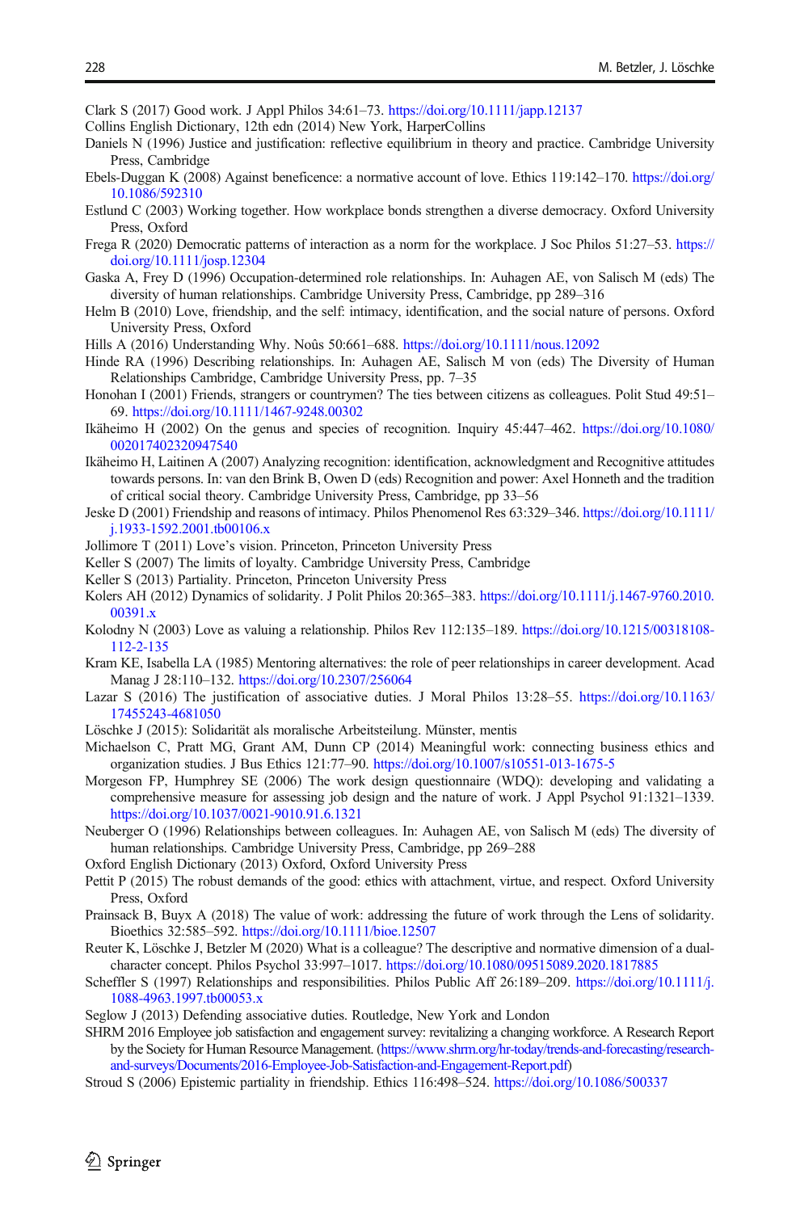Clark S (2017) Good work. J Appl Philos 34:61–73. https://doi.org/10.1111/japp.12137

Collins English Dictionary, 12th edn (2014) New York, HarperCollins

Daniels N (1996) Justice and justification: reflective equilibrium in theory and practice. Cambridge University Press, Cambridge

Ebels-Duggan K (2008) Against beneficence: a normative account of love. Ethics 119:142–170. https://doi.org/10.1086/592310

Estlund C (2003) Working together. How workplace bonds strengthen a diverse democracy. Oxford University Press, Oxford

Frega R (2020) Democratic patterns of interaction as a norm for the workplace. J Soc Philos 51:27–53. https://doi.org/10.1111/josp.12304

Gaska A, Frey D (1996) Occupation-determined role relationships. In: Auhagen AE, von Salisch M (eds) The diversity of human relationships. Cambridge University Press, Cambridge, pp 289–316

Helm B (2010) Love, friendship, and the self: intimacy, identification, and the social nature of persons. Oxford University Press, Oxford

Hills A (2016) Understanding Why. Noûs 50:661–688. https://doi.org/10.1111/nous.12092

Hinde RA (1996) Describing relationships. In: Auhagen AE, Salisch M von (eds) The Diversity of Human Relationships Cambridge, Cambridge University Press, pp. 7–35

Honohan I (2001) Friends, strangers or countrymen? The ties between citizens as colleagues. Polit Stud 49:51–69. https://doi.org/10.1111/1467-9248.00302

Ikäheimo H (2002) On the genus and species of recognition. Inquiry 45:447–462. https://doi.org/10.1080/002017402320947540

Ikäheimo H, Laitinen A (2007) Analyzing recognition: identification, acknowledgment and Recognitive attitudes towards persons. In: van den Brink B, Owen D (eds) Recognition and power: Axel Honneth and the tradition of critical social theory. Cambridge University Press, Cambridge, pp 33–56

Jeske D (2001) Friendship and reasons of intimacy. Philos Phenomenol Res 63:329–346. https://doi.org/10.1111/j.1933-1592.2001.tb00106.x

Jollimore T (2011) Love's vision. Princeton, Princeton University Press

Keller S (2007) The limits of loyalty. Cambridge University Press, Cambridge

Keller S (2013) Partiality. Princeton, Princeton University Press

Kolers AH (2012) Dynamics of solidarity. J Polit Philos 20:365–383. https://doi.org/10.1111/j.1467-9760.2010.00391.x

Kolodny N (2003) Love as valuing a relationship. Philos Rev 112:135–189. https://doi.org/10.1215/00318108-112-2-135

Kram KE, Isabella LA (1985) Mentoring alternatives: the role of peer relationships in career development. Acad Manag J 28:110–132. https://doi.org/10.2307/256064

Lazar S (2016) The justification of associative duties. J Moral Philos 13:28–55. https://doi.org/10.1163/17455243-4681050

Löschke J (2015): Solidarität als moralische Arbeitsteilung. Münster, mentis

Michaelson C, Pratt MG, Grant AM, Dunn CP (2014) Meaningful work: connecting business ethics and organization studies. J Bus Ethics 121:77–90. https://doi.org/10.1007/s10551-013-1675-5

Morgeson FP, Humphrey SE (2006) The work design questionnaire (WDQ): developing and validating a comprehensive measure for assessing job design and the nature of work. J Appl Psychol 91:1321–1339. https://doi.org/10.1037/0021-9010.91.6.1321

Neuberger O (1996) Relationships between colleagues. In: Auhagen AE, von Salisch M (eds) The diversity of human relationships. Cambridge University Press, Cambridge, pp 269–288

Oxford English Dictionary (2013) Oxford, Oxford University Press

Pettit P (2015) The robust demands of the good: ethics with attachment, virtue, and respect. Oxford University Press, Oxford

Prainsack B, Buyx A (2018) The value of work: addressing the future of work through the Lens of solidarity. Bioethics 32:585–592. https://doi.org/10.1111/bioe.12507

Reuter K, Löschke J, Betzler M (2020) What is a colleague? The descriptive and normative dimension of a dual-character concept. Philos Psychol 33:997–1017. https://doi.org/10.1080/09515089.2020.1817885

Scheffler S (1997) Relationships and responsibilities. Philos Public Aff 26:189–209. https://doi.org/10.1111/j.1088-4963.1997.tb00053.x

Seglow J (2013) Defending associative duties. Routledge, New York and London

SHRM 2016 Employee job satisfaction and engagement survey: revitalizing a changing workforce. A Research Report by the Society for Human Resource Management. (https://www.shrm.org/hr-today/trends-and-forecasting/research-and-surveys/Documents/2016-Employee-Job-Satisfaction-and-Engagement-Report.pdf)

Stroud S (2006) Epistemic partiality in friendship. Ethics 116:498–524. https://doi.org/10.1086/500337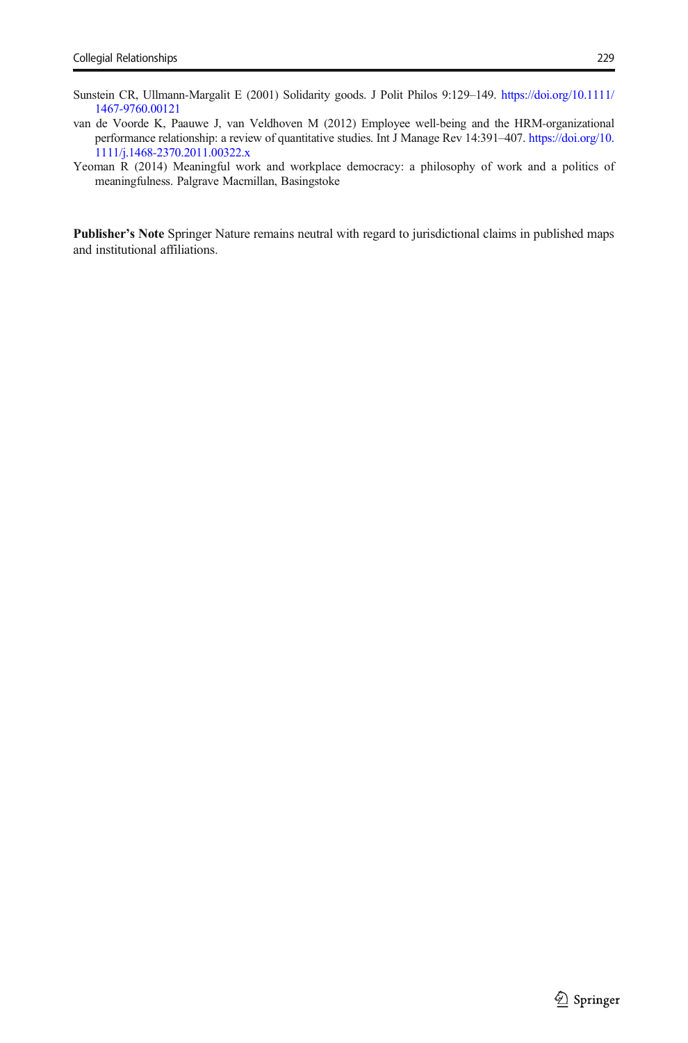Sunstein CR, Ullmann-Margalit E (2001) Solidarity goods. J Polit Philos 9:129–149. https://doi.org/10.1111/1467-9760.00121

van de Voorde K, Paauwe J, van Veldhoven M (2012) Employee well-being and the HRM-organizational performance relationship: a review of quantitative studies. Int J Manage Rev 14:391–407. https://doi.org/10.1111/j.1468-2370.2011.00322.x

Yeoman R (2014) Meaningful work and workplace democracy: a philosophy of work and a politics of meaningfulness. Palgrave Macmillan, Basingstoke

**Publisher's Note** Springer Nature remains neutral with regard to jurisdictional claims in published maps and institutional affiliations.